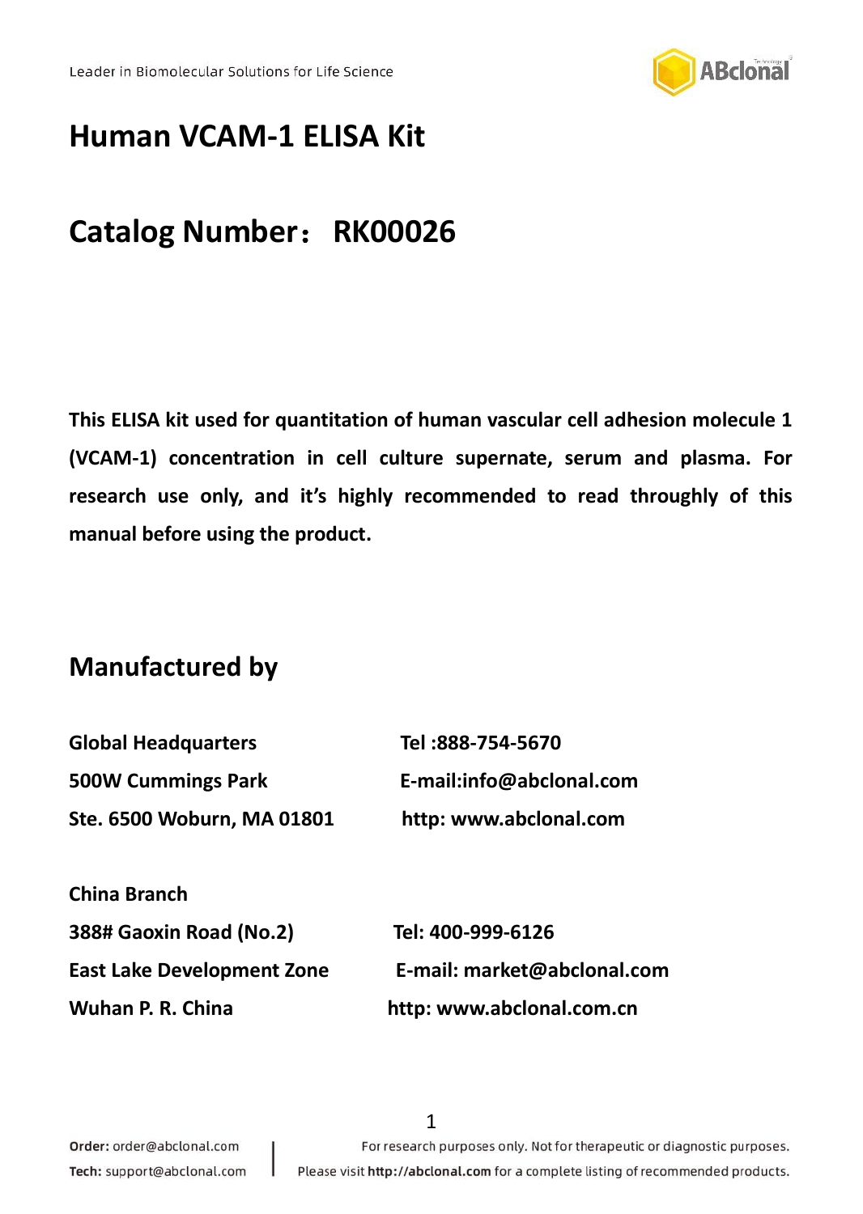# Human VCAM-1 ELISA Kit

# Catalog Number： RK00026

**This ELISA kit used for quantitation of human vascular cell adhesion molecule 1 (VCAM-1) concentration in cell culture supernate, serum and plasma. For research use only, and it's highly recommended to read throughly of this manual before using the product.**

## Manufactured by

| | |
|---|---|
| **Global Headquarters** | **Tel :888-754-5670** |
| **500W Cummings Park** | **E-mail:info@abclonal.com** |
| **Ste. 6500 Woburn, MA 01801** | **http: www.abclonal.com** |

| | |
|---|---|
| **China Branch** | |
| **388# Gaoxin Road (No.2)** | **Tel: 400-999-6126** |
| **East Lake Development Zone** | **E-mail: market@abclonal.com** |
| **Wuhan P. R. China** | **http: www.abclonal.com.cn** |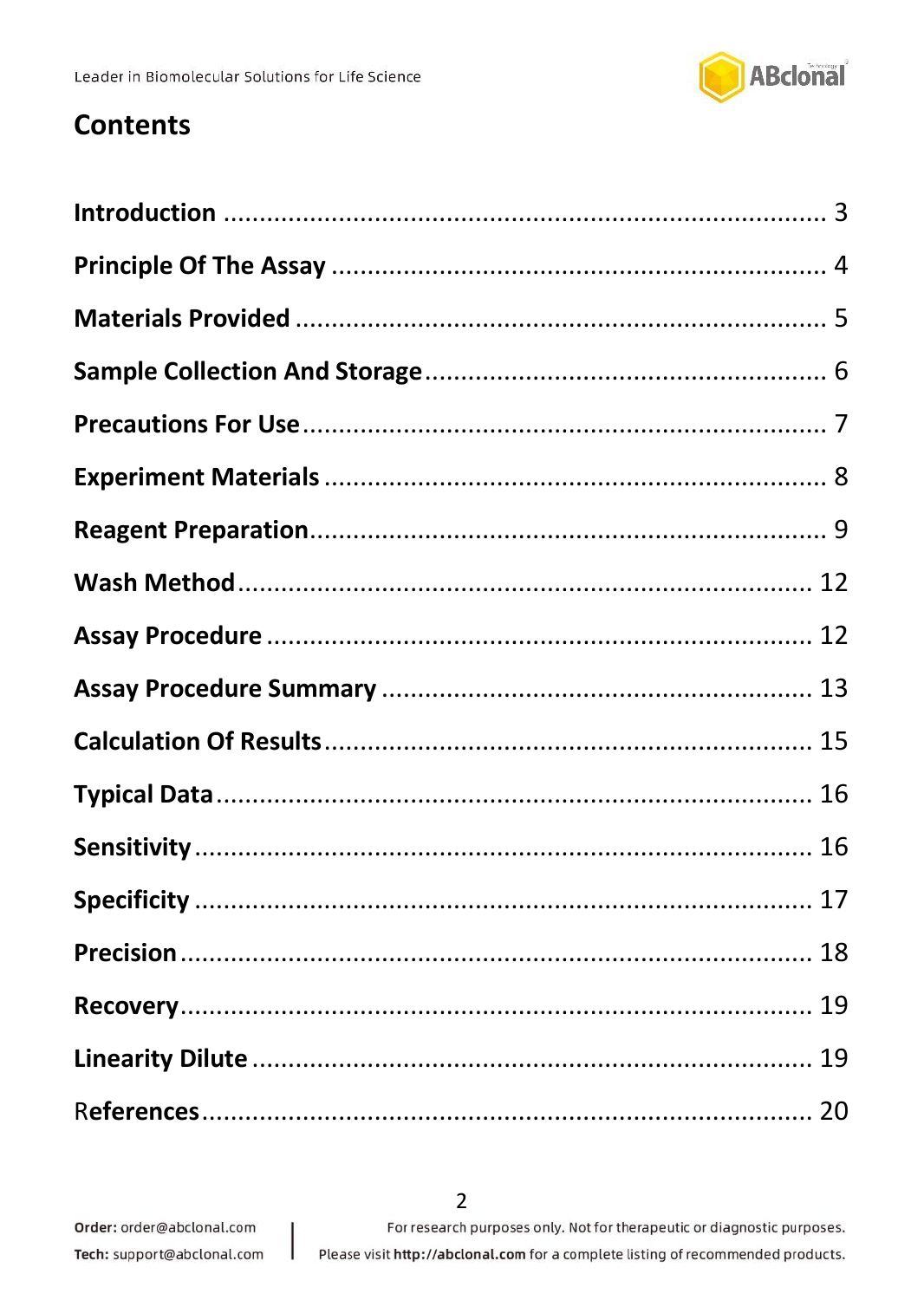# Contents

| | |
|---|---|
| **Introduction** | 3 |
| **Principle Of The Assay** | 4 |
| **Materials Provided** | 5 |
| **Sample Collection And Storage** | 6 |
| **Precautions For Use** | 7 |
| **Experiment Materials** | 8 |
| **Reagent Preparation** | 9 |
| **Wash Method** | 12 |
| **Assay Procedure** | 12 |
| **Assay Procedure Summary** | 13 |
| **Calculation Of Results** | 15 |
| **Typical Data** | 16 |
| **Sensitivity** | 16 |
| **Specificity** | 17 |
| **Precision** | 18 |
| **Recovery** | 19 |
| **Linearity Dilute** | 19 |
| References | 20 |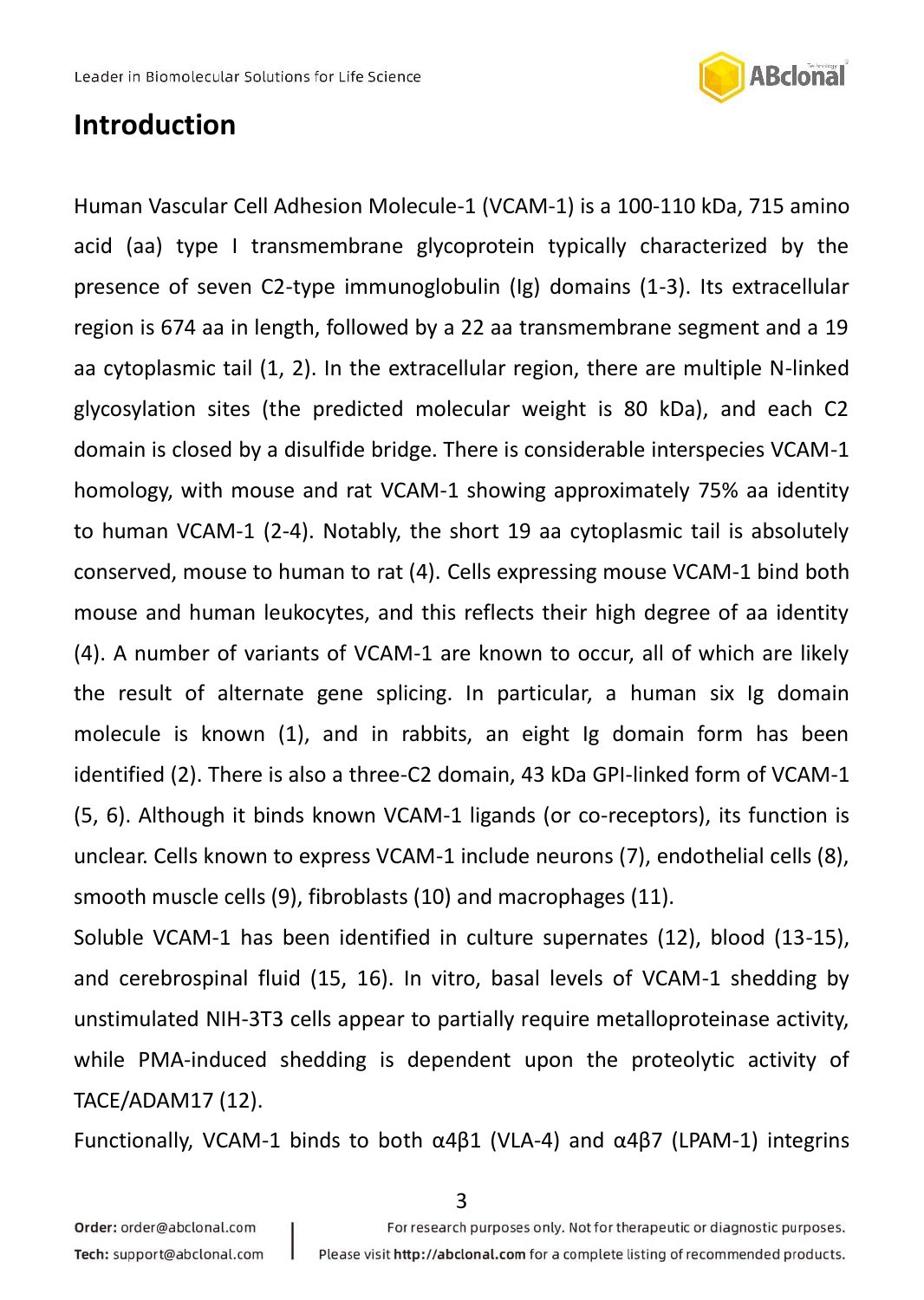## Introduction

Human Vascular Cell Adhesion Molecule-1 (VCAM-1) is a 100-110 kDa, 715 amino acid (aa) type I transmembrane glycoprotein typically characterized by the presence of seven C2-type immunoglobulin (Ig) domains (1-3). Its extracellular region is 674 aa in length, followed by a 22 aa transmembrane segment and a 19 aa cytoplasmic tail (1, 2). In the extracellular region, there are multiple N-linked glycosylation sites (the predicted molecular weight is 80 kDa), and each C2 domain is closed by a disulfide bridge. There is considerable interspecies VCAM-1 homology, with mouse and rat VCAM-1 showing approximately 75% aa identity to human VCAM-1 (2-4). Notably, the short 19 aa cytoplasmic tail is absolutely conserved, mouse to human to rat (4). Cells expressing mouse VCAM-1 bind both mouse and human leukocytes, and this reflects their high degree of aa identity (4). A number of variants of VCAM-1 are known to occur, all of which are likely the result of alternate gene splicing. In particular, a human six Ig domain molecule is known (1), and in rabbits, an eight Ig domain form has been identified (2). There is also a three-C2 domain, 43 kDa GPI-linked form of VCAM-1 (5, 6). Although it binds known VCAM-1 ligands (or co-receptors), its function is unclear. Cells known to express VCAM-1 include neurons (7), endothelial cells (8), smooth muscle cells (9), fibroblasts (10) and macrophages (11).

Soluble VCAM-1 has been identified in culture supernates (12), blood (13-15), and cerebrospinal fluid (15, 16). In vitro, basal levels of VCAM-1 shedding by unstimulated NIH-3T3 cells appear to partially require metalloproteinase activity, while PMA-induced shedding is dependent upon the proteolytic activity of TACE/ADAM17 (12).

Functionally, VCAM-1 binds to both α4β1 (VLA-4) and α4β7 (LPAM-1) integrins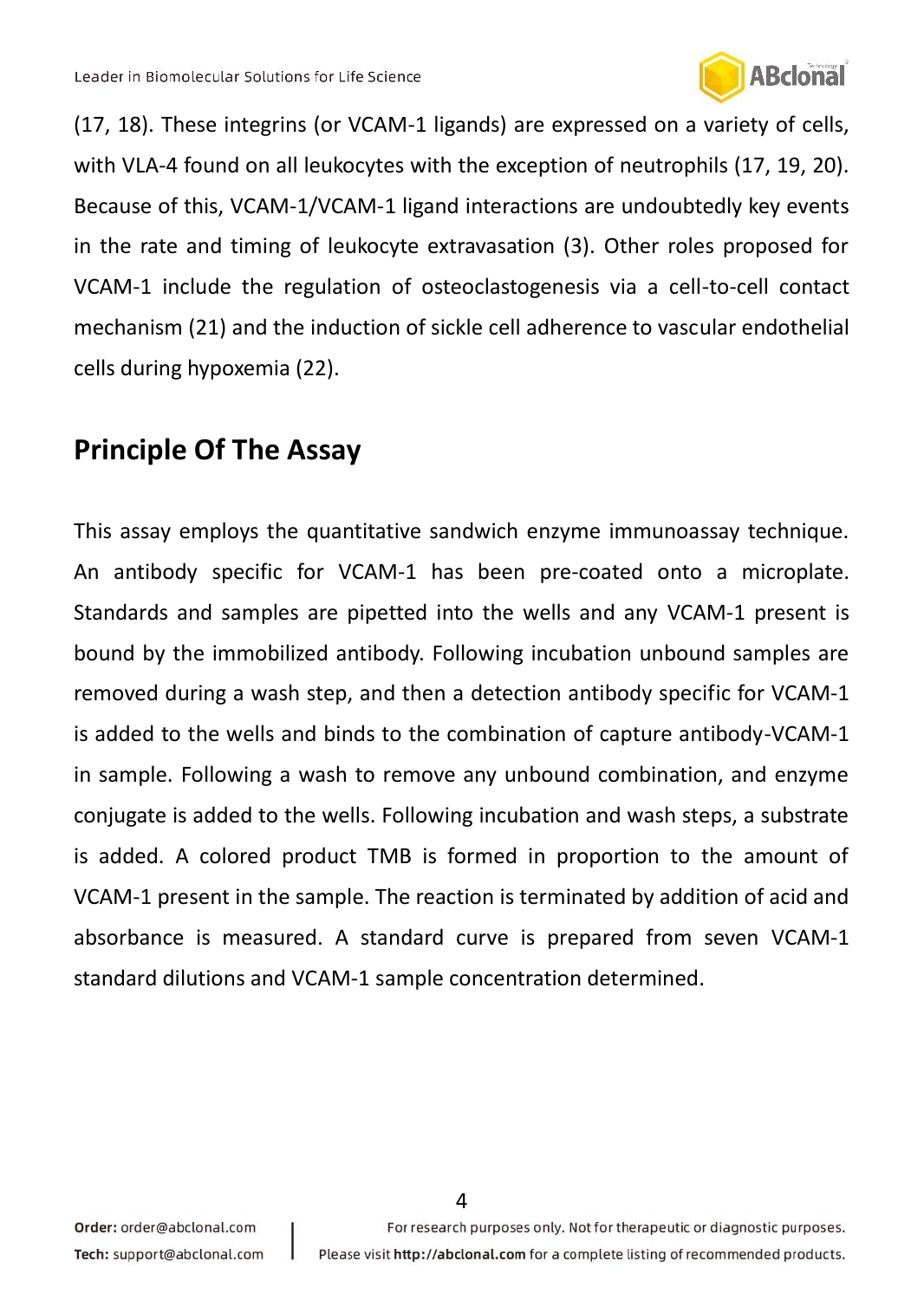(17, 18). These integrins (or VCAM-1 ligands) are expressed on a variety of cells, with VLA-4 found on all leukocytes with the exception of neutrophils (17, 19, 20). Because of this, VCAM-1/VCAM-1 ligand interactions are undoubtedly key events in the rate and timing of leukocyte extravasation (3). Other roles proposed for VCAM-1 include the regulation of osteoclastogenesis via a cell-to-cell contact mechanism (21) and the induction of sickle cell adherence to vascular endothelial cells during hypoxemia (22).

## Principle Of The Assay

This assay employs the quantitative sandwich enzyme immunoassay technique. An antibody specific for VCAM-1 has been pre-coated onto a microplate. Standards and samples are pipetted into the wells and any VCAM-1 present is bound by the immobilized antibody. Following incubation unbound samples are removed during a wash step, and then a detection antibody specific for VCAM-1 is added to the wells and binds to the combination of capture antibody-VCAM-1 in sample. Following a wash to remove any unbound combination, and enzyme conjugate is added to the wells. Following incubation and wash steps, a substrate is added. A colored product TMB is formed in proportion to the amount of VCAM-1 present in the sample. The reaction is terminated by addition of acid and absorbance is measured. A standard curve is prepared from seven VCAM-1 standard dilutions and VCAM-1 sample concentration determined.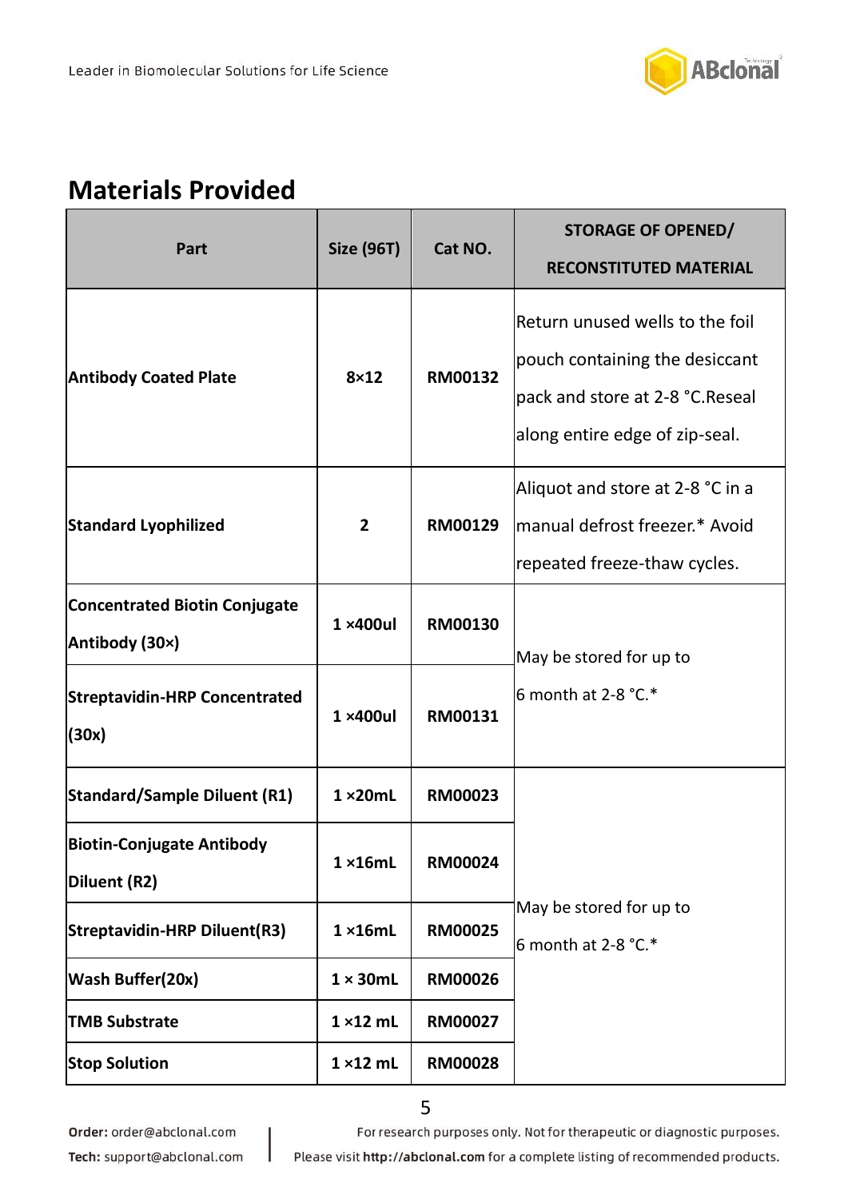## Materials Provided

| Part | Size (96T) | Cat NO. | STORAGE OF OPENED/ RECONSTITUTED MATERIAL |
|---|---|---|---|
| **Antibody Coated Plate** | **8×12** | **RM00132** | Return unused wells to the foil pouch containing the desiccant pack and store at 2-8 °C.Reseal along entire edge of zip-seal. |
| **Standard Lyophilized** | **2** | **RM00129** | Aliquot and store at 2-8 °C in a manual defrost freezer.* Avoid repeated freeze-thaw cycles. |
| **Concentrated Biotin Conjugate Antibody (30×)** | **1 ×400ul** | **RM00130** | May be stored for up to 6 month at 2-8 °C.* |
| **Streptavidin-HRP Concentrated (30x)** | **1 ×400ul** | **RM00131** | |
| **Standard/Sample Diluent (R1)** | **1 ×20mL** | **RM00023** | May be stored for up to 6 month at 2-8 °C.* |
| **Biotin-Conjugate Antibody Diluent (R2)** | **1 ×16mL** | **RM00024** | |
| **Streptavidin-HRP Diluent(R3)** | **1 ×16mL** | **RM00025** | |
| **Wash Buffer(20x)** | **1 × 30mL** | **RM00026** | |
| **TMB Substrate** | **1 ×12 mL** | **RM00027** | |
| **Stop Solution** | **1 ×12 mL** | **RM00028** | |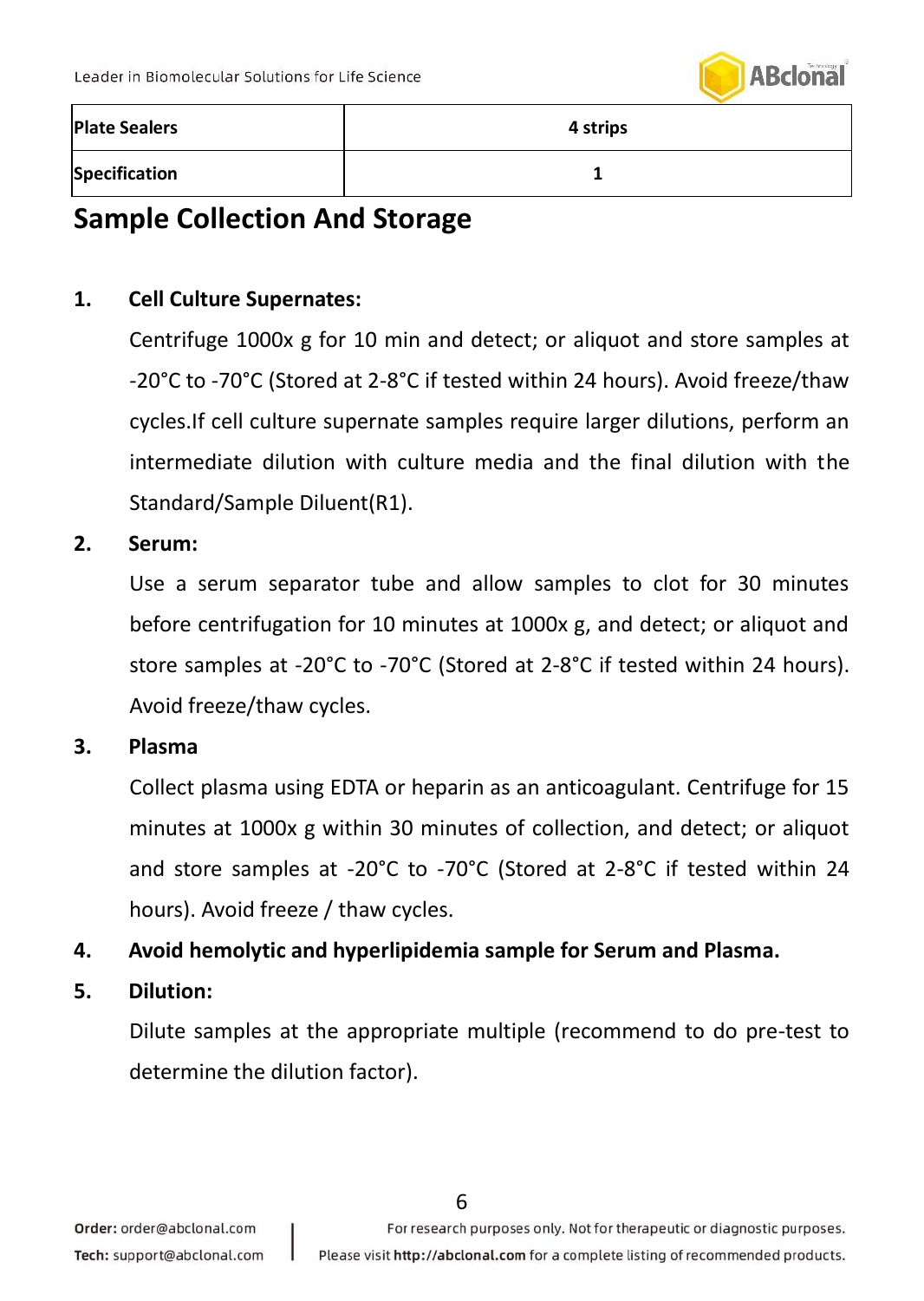| Plate Sealers | 4 strips |
|---|---|
| Specification | 1 |

## Sample Collection And Storage

1. **Cell Culture Supernates:**

   Centrifuge 1000x g for 10 min and detect; or aliquot and store samples at -20°C to -70°C (Stored at 2-8°C if tested within 24 hours). Avoid freeze/thaw cycles.If cell culture supernate samples require larger dilutions, perform an intermediate dilution with culture media and the final dilution with the Standard/Sample Diluent(R1).

2. **Serum:**

   Use a serum separator tube and allow samples to clot for 30 minutes before centrifugation for 10 minutes at 1000x g, and detect; or aliquot and store samples at -20°C to -70°C (Stored at 2-8°C if tested within 24 hours). Avoid freeze/thaw cycles.

3. **Plasma**

   Collect plasma using EDTA or heparin as an anticoagulant. Centrifuge for 15 minutes at 1000x g within 30 minutes of collection, and detect; or aliquot and store samples at -20°C to -70°C (Stored at 2-8°C if tested within 24 hours). Avoid freeze / thaw cycles.

4. **Avoid hemolytic and hyperlipidemia sample for Serum and Plasma.**

5. **Dilution:**

   Dilute samples at the appropriate multiple (recommend to do pre-test to determine the dilution factor).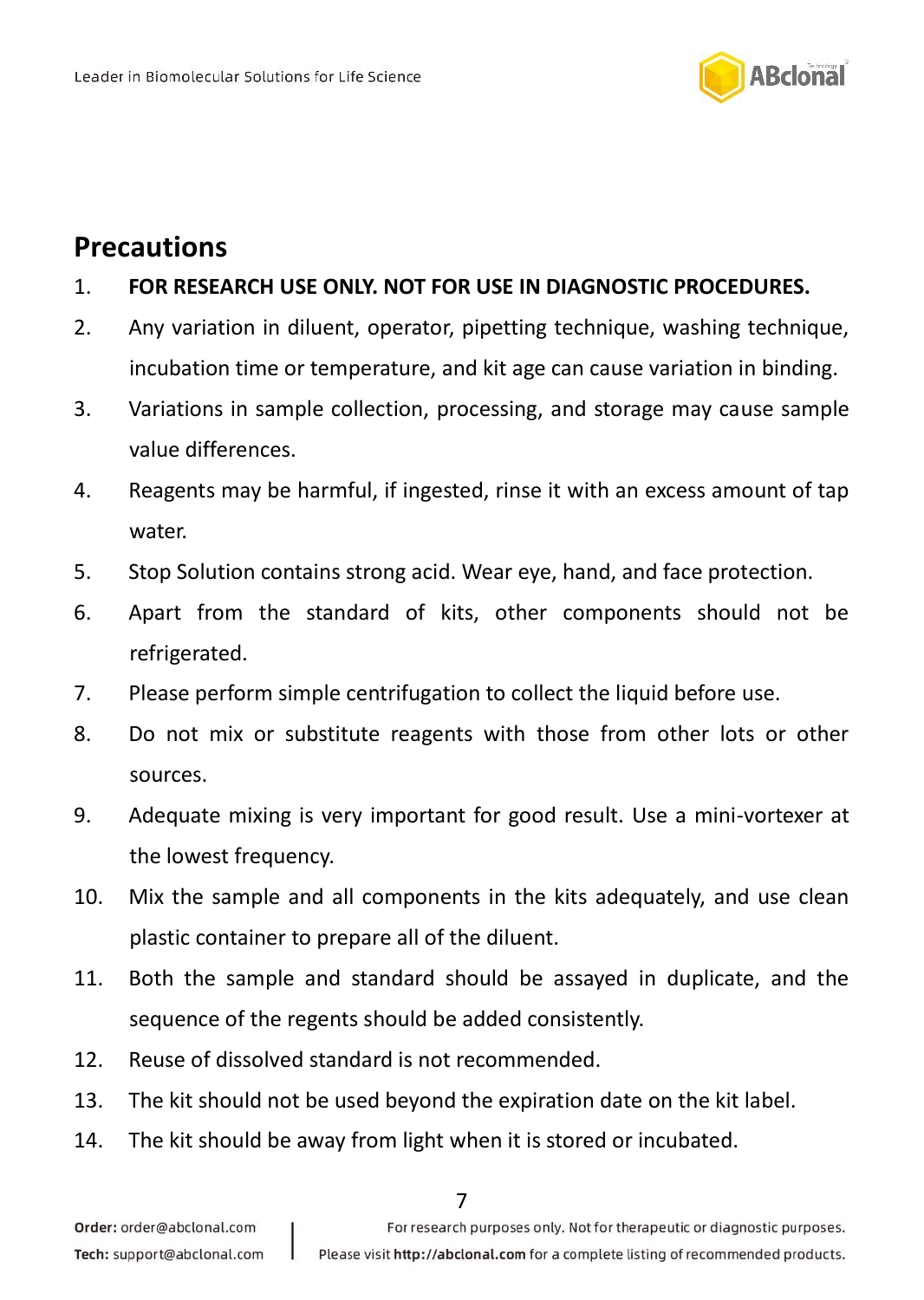## Precautions

1. **FOR RESEARCH USE ONLY. NOT FOR USE IN DIAGNOSTIC PROCEDURES.**
2. Any variation in diluent, operator, pipetting technique, washing technique, incubation time or temperature, and kit age can cause variation in binding.
3. Variations in sample collection, processing, and storage may cause sample value differences.
4. Reagents may be harmful, if ingested, rinse it with an excess amount of tap water.
5. Stop Solution contains strong acid. Wear eye, hand, and face protection.
6. Apart from the standard of kits, other components should not be refrigerated.
7. Please perform simple centrifugation to collect the liquid before use.
8. Do not mix or substitute reagents with those from other lots or other sources.
9. Adequate mixing is very important for good result. Use a mini-vortexer at the lowest frequency.
10. Mix the sample and all components in the kits adequately, and use clean plastic container to prepare all of the diluent.
11. Both the sample and standard should be assayed in duplicate, and the sequence of the regents should be added consistently.
12. Reuse of dissolved standard is not recommended.
13. The kit should not be used beyond the expiration date on the kit label.
14. The kit should be away from light when it is stored or incubated.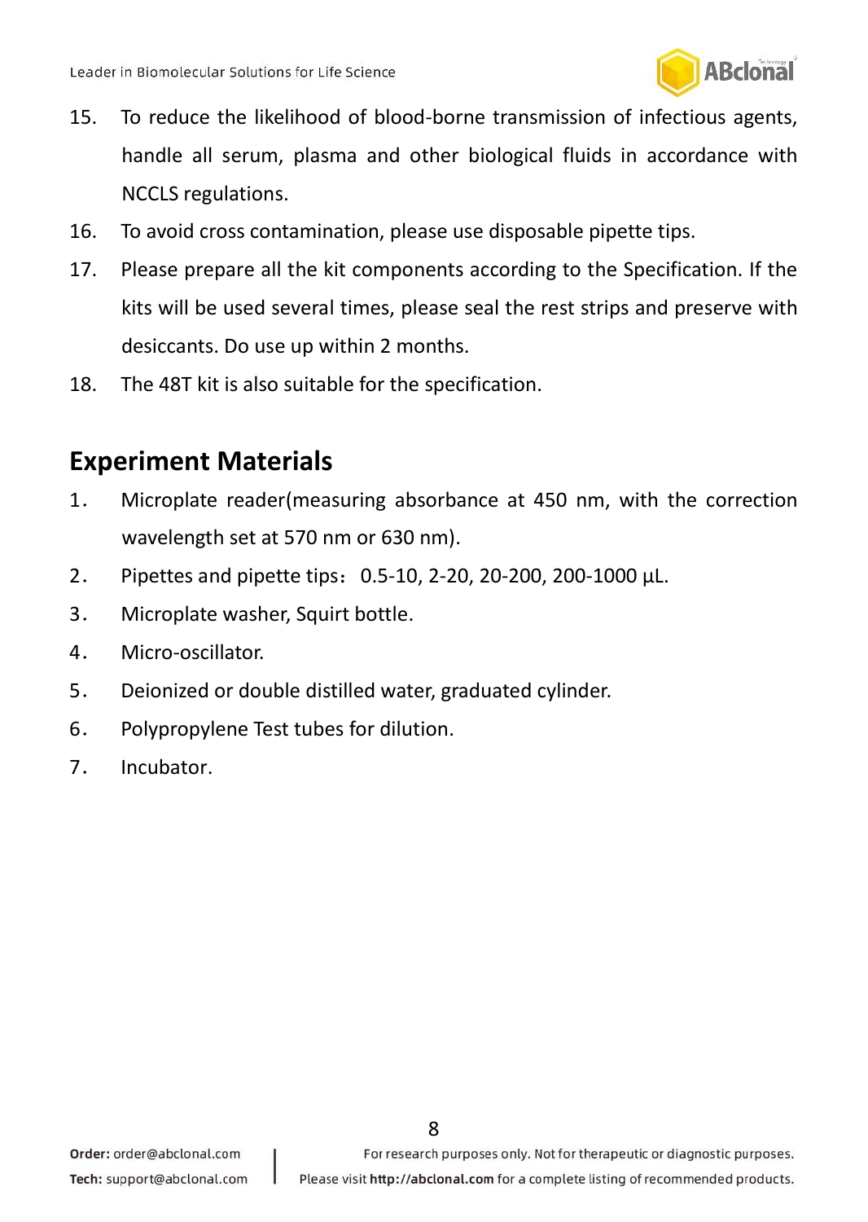15. To reduce the likelihood of blood-borne transmission of infectious agents, handle all serum, plasma and other biological fluids in accordance with NCCLS regulations.
16. To avoid cross contamination, please use disposable pipette tips.
17. Please prepare all the kit components according to the Specification. If the kits will be used several times, please seal the rest strips and preserve with desiccants. Do use up within 2 months.
18. The 48T kit is also suitable for the specification.

## Experiment Materials

1. Microplate reader(measuring absorbance at 450 nm, with the correction wavelength set at 570 nm or 630 nm).
2. Pipettes and pipette tips：0.5-10, 2-20, 20-200, 200-1000 μL.
3. Microplate washer, Squirt bottle.
4. Micro-oscillator.
5. Deionized or double distilled water, graduated cylinder.
6. Polypropylene Test tubes for dilution.
7. Incubator.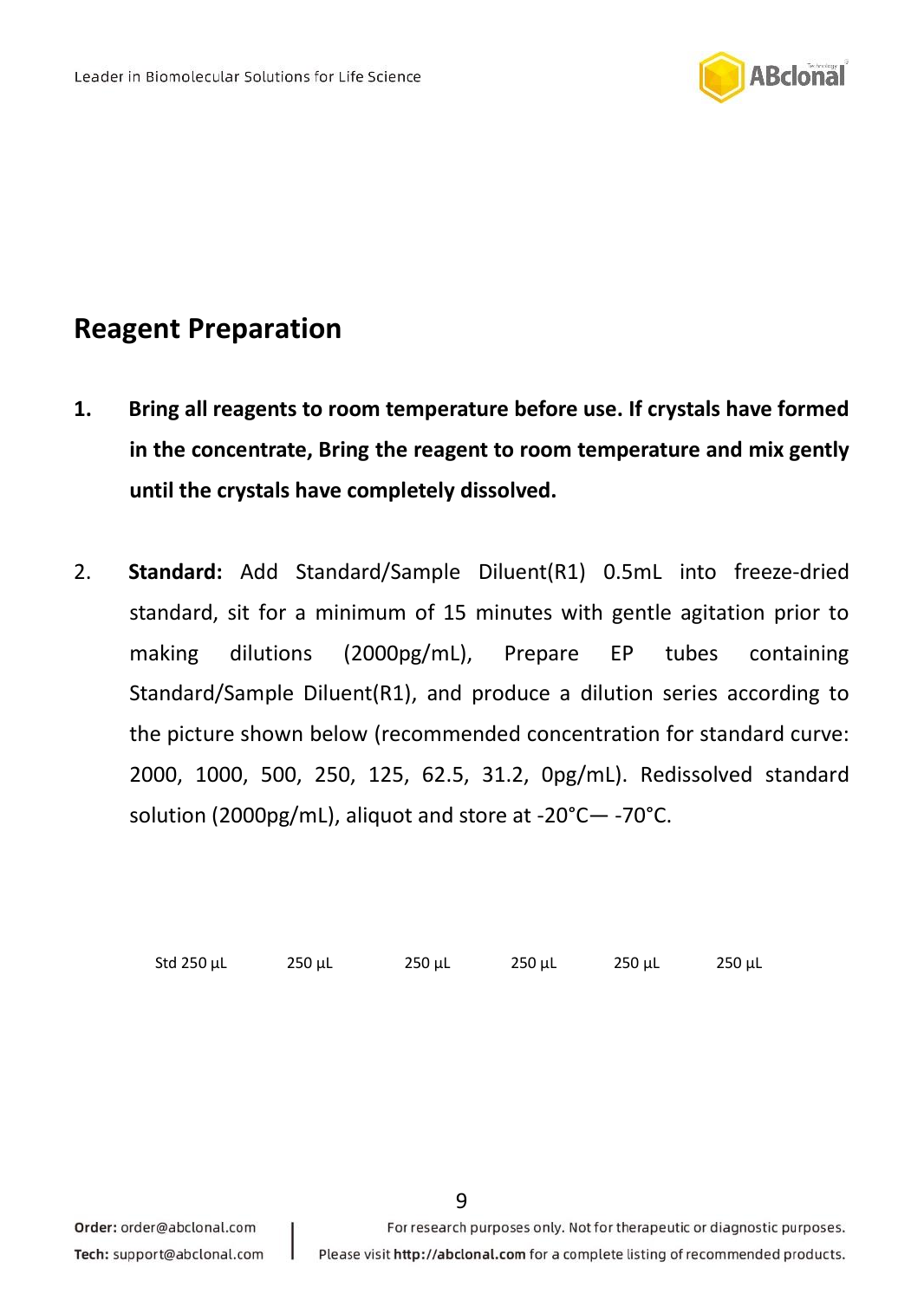## Reagent Preparation

1. **Bring all reagents to room temperature before use. If crystals have formed in the concentrate, Bring the reagent to room temperature and mix gently until the crystals have completely dissolved.**

2. **Standard:** Add Standard/Sample Diluent(R1) 0.5mL into freeze-dried standard, sit for a minimum of 15 minutes with gentle agitation prior to making dilutions (2000pg/mL), Prepare EP tubes containing Standard/Sample Diluent(R1), and produce a dilution series according to the picture shown below (recommended concentration for standard curve: 2000, 1000, 500, 250, 125, 62.5, 31.2, 0pg/mL). Redissolved standard solution (2000pg/mL), aliquot and store at -20°C— -70°C.

Std 250 µL     250 µL     250 µL     250 µL     250 µL     250 µL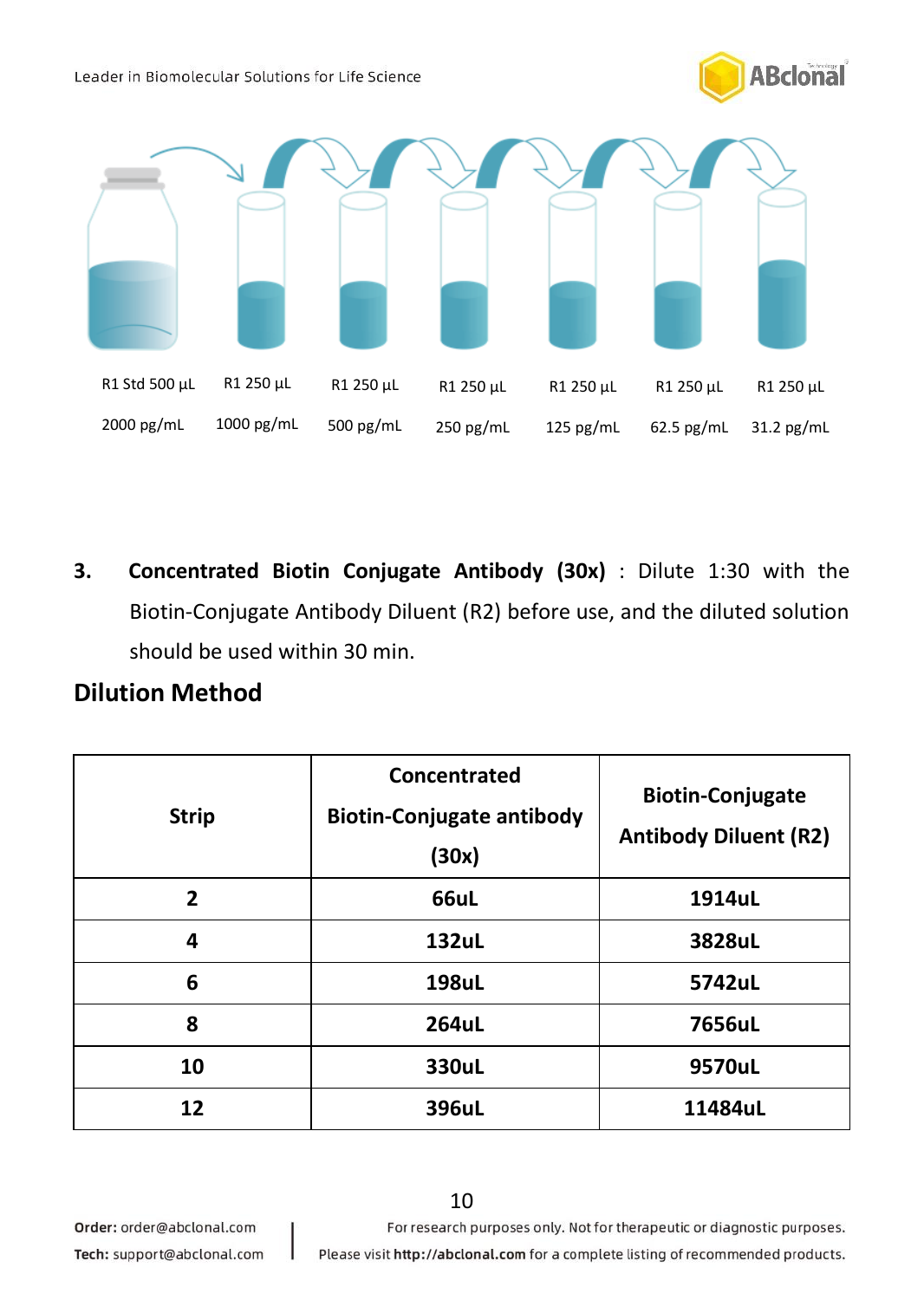R1 Std 500 µL | R1 250 µL | R1 250 µL | R1 250 µL | R1 250 µL | R1 250 µL | R1 250 µL

2000 pg/mL | 1000 pg/mL | 500 pg/mL | 250 pg/mL | 125 pg/mL | 62.5 pg/mL | 31.2 pg/mL

3. **Concentrated Biotin Conjugate Antibody (30x)** : Dilute 1:30 with the Biotin-Conjugate Antibody Diluent (R2) before use, and the diluted solution should be used within 30 min.

## Dilution Method

| Strip | Concentrated Biotin-Conjugate antibody (30x) | Biotin-Conjugate Antibody Diluent (R2) |
|---|---|---|
| 2 | 66uL | 1914uL |
| 4 | 132uL | 3828uL |
| 6 | 198uL | 5742uL |
| 8 | 264uL | 7656uL |
| 10 | 330uL | 9570uL |
| 12 | 396uL | 11484uL |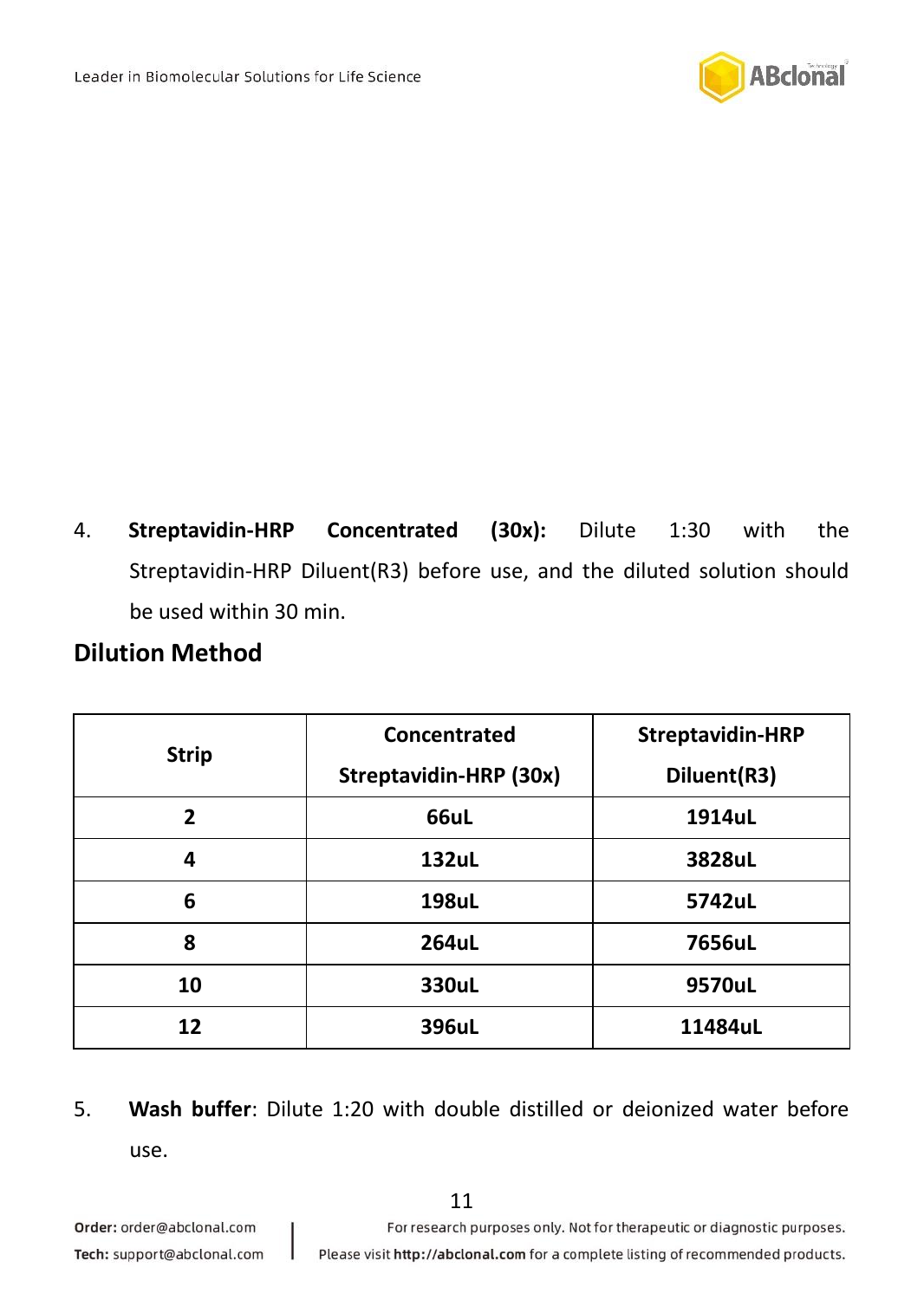4. **Streptavidin-HRP Concentrated (30x):** Dilute 1:30 with the Streptavidin-HRP Diluent(R3) before use, and the diluted solution should be used within 30 min.

## Dilution Method

| Strip | Concentrated Streptavidin-HRP (30x) | Streptavidin-HRP Diluent(R3) |
|---|---|---|
| 2 | 66uL | 1914uL |
| 4 | 132uL | 3828uL |
| 6 | 198uL | 5742uL |
| 8 | 264uL | 7656uL |
| 10 | 330uL | 9570uL |
| 12 | 396uL | 11484uL |

5. **Wash buffer**: Dilute 1:20 with double distilled or deionized water before use.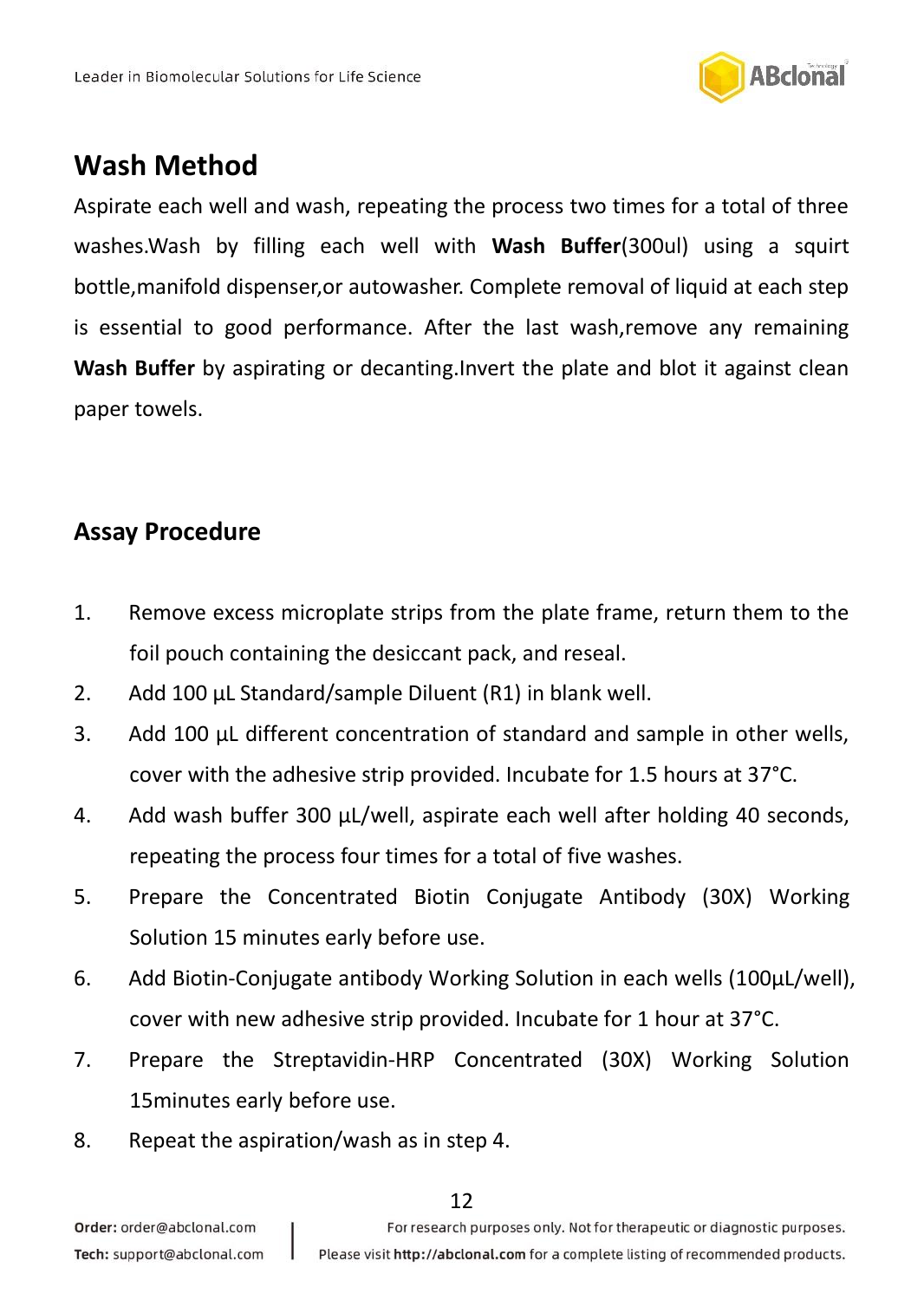## Wash Method

Aspirate each well and wash, repeating the process two times for a total of three washes.Wash by filling each well with **Wash Buffer**(300ul) using a squirt bottle,manifold dispenser,or autowasher. Complete removal of liquid at each step is essential to good performance. After the last wash,remove any remaining **Wash Buffer** by aspirating or decanting.Invert the plate and blot it against clean paper towels.

## Assay Procedure

1. Remove excess microplate strips from the plate frame, return them to the foil pouch containing the desiccant pack, and reseal.
2. Add 100 µL Standard/sample Diluent (R1) in blank well.
3. Add 100 µL different concentration of standard and sample in other wells, cover with the adhesive strip provided. Incubate for 1.5 hours at 37°C.
4. Add wash buffer 300 µL/well, aspirate each well after holding 40 seconds, repeating the process four times for a total of five washes.
5. Prepare the Concentrated Biotin Conjugate Antibody (30X) Working Solution 15 minutes early before use.
6. Add Biotin-Conjugate antibody Working Solution in each wells (100µL/well), cover with new adhesive strip provided. Incubate for 1 hour at 37°C.
7. Prepare the Streptavidin-HRP Concentrated (30X) Working Solution 15minutes early before use.
8. Repeat the aspiration/wash as in step 4.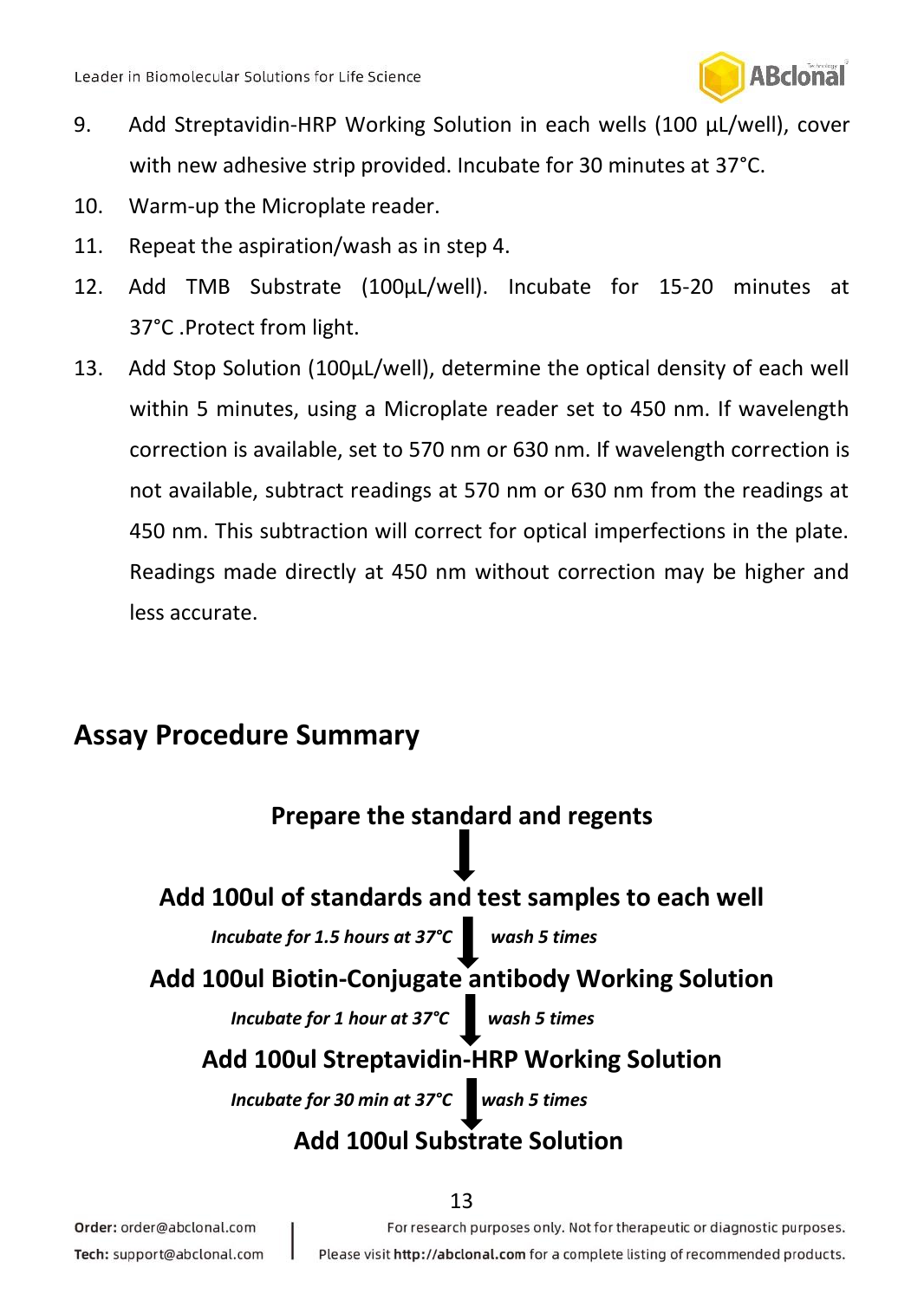9. Add Streptavidin-HRP Working Solution in each wells (100 µL/well), cover with new adhesive strip provided. Incubate for 30 minutes at 37°C.
10. Warm-up the Microplate reader.
11. Repeat the aspiration/wash as in step 4.
12. Add TMB Substrate (100µL/well). Incubate for 15-20 minutes at 37°C .Protect from light.
13. Add Stop Solution (100µL/well), determine the optical density of each well within 5 minutes, using a Microplate reader set to 450 nm. If wavelength correction is available, set to 570 nm or 630 nm. If wavelength correction is not available, subtract readings at 570 nm or 630 nm from the readings at 450 nm. This subtraction will correct for optical imperfections in the plate. Readings made directly at 450 nm without correction may be higher and less accurate.

## Assay Procedure Summary

**Prepare the standard and regents**

↓

**Add 100ul of standards and test samples to each well**

*Incubate for 1.5 hours at 37°C* ↓ *wash 5 times*

**Add 100ul Biotin-Conjugate antibody Working Solution**

*Incubate for 1 hour at 37°C* ↓ *wash 5 times*

**Add 100ul Streptavidin-HRP Working Solution**

*Incubate for 30 min at 37°C* ↓ *wash 5 times*

**Add 100ul Substrate Solution**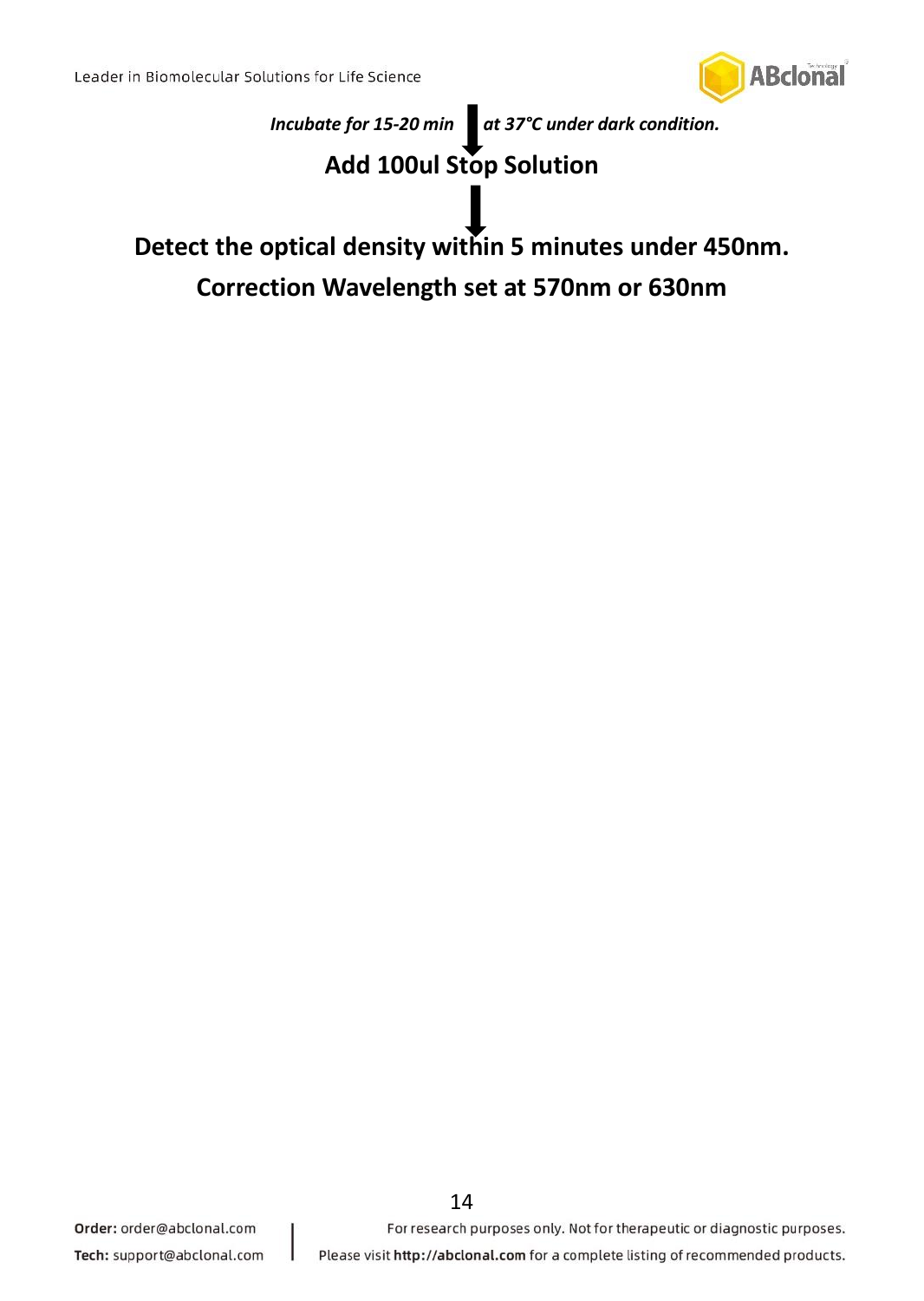*Incubate for 15-20 min ↓ at 37°C under dark condition.*

**Add 100ul Stop Solution**

↓

**Detect the optical density within 5 minutes under 450nm.**

**Correction Wavelength set at 570nm or 630nm**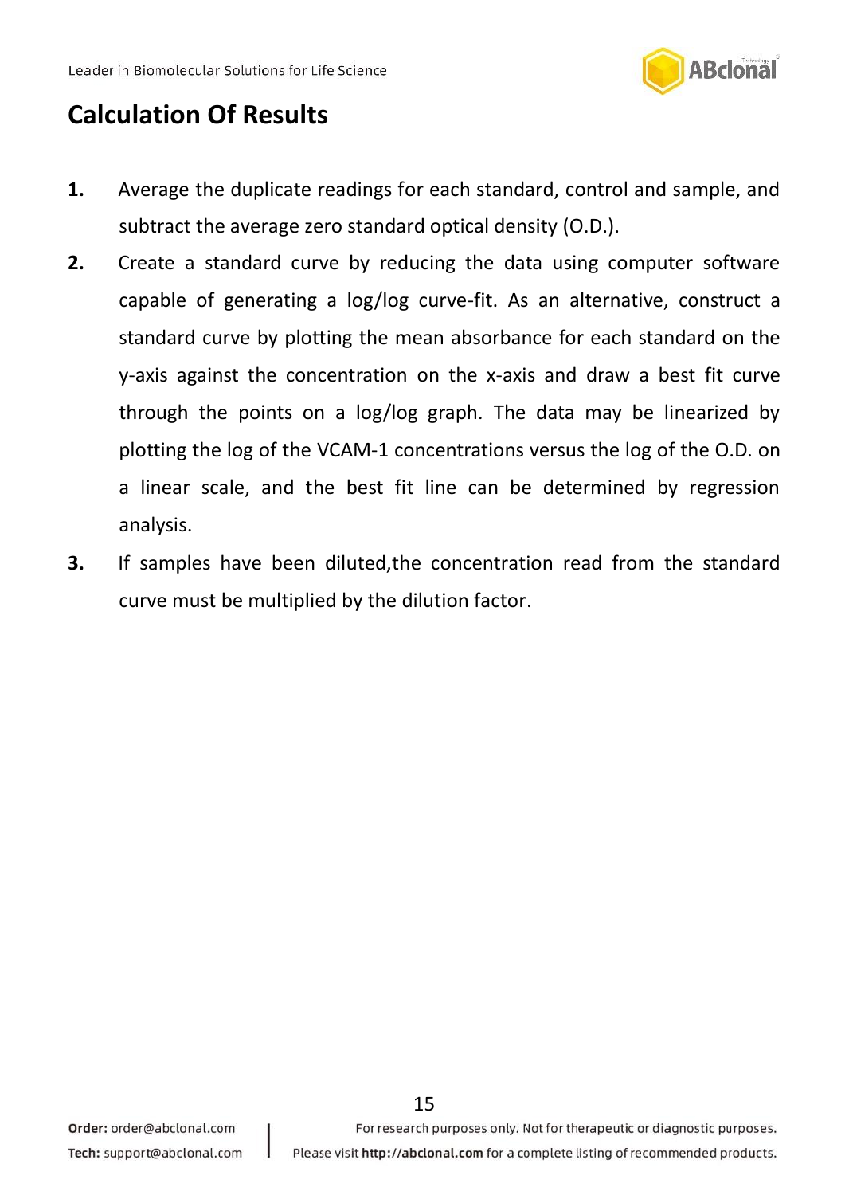## Calculation Of Results

1. Average the duplicate readings for each standard, control and sample, and subtract the average zero standard optical density (O.D.).
2. Create a standard curve by reducing the data using computer software capable of generating a log/log curve-fit. As an alternative, construct a standard curve by plotting the mean absorbance for each standard on the y-axis against the concentration on the x-axis and draw a best fit curve through the points on a log/log graph. The data may be linearized by plotting the log of the VCAM-1 concentrations versus the log of the O.D. on a linear scale, and the best fit line can be determined by regression analysis.
3. If samples have been diluted,the concentration read from the standard curve must be multiplied by the dilution factor.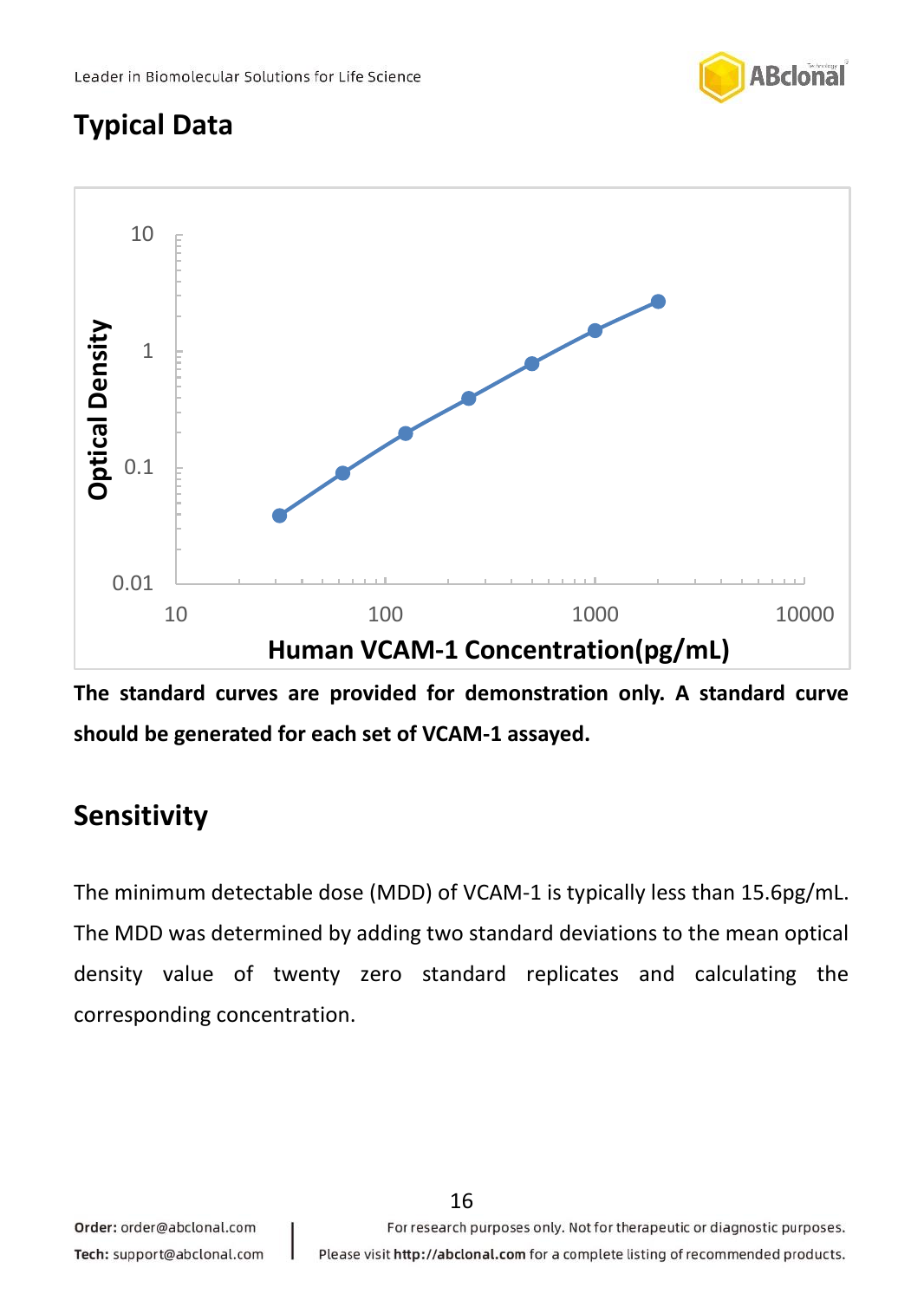## Typical Data

The standard curves are provided for demonstration only. A standard curve should be generated for each set of VCAM-1 assayed.

## Sensitivity

The minimum detectable dose (MDD) of VCAM-1 is typically less than 15.6pg/mL. The MDD was determined by adding two standard deviations to the mean optical density value of twenty zero standard replicates and calculating the corresponding concentration.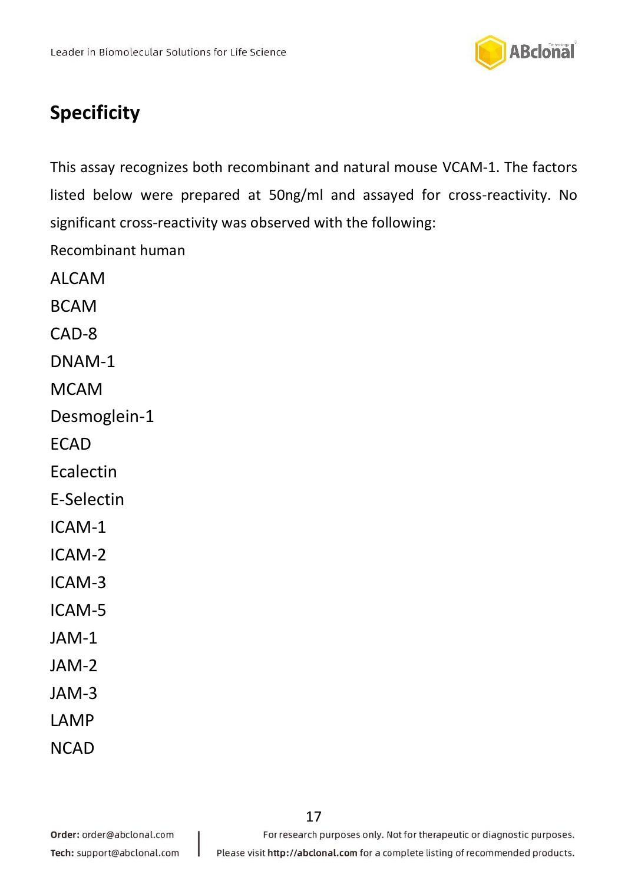# Specificity

This assay recognizes both recombinant and natural mouse VCAM-1. The factors listed below were prepared at 50ng/ml and assayed for cross-reactivity. No significant cross-reactivity was observed with the following:

Recombinant human

ALCAM

BCAM

CAD-8

DNAM-1

MCAM

Desmoglein-1

ECAD

Ecalectin

E-Selectin

ICAM-1

ICAM-2

ICAM-3

ICAM-5

JAM-1

JAM-2

JAM-3

LAMP

NCAD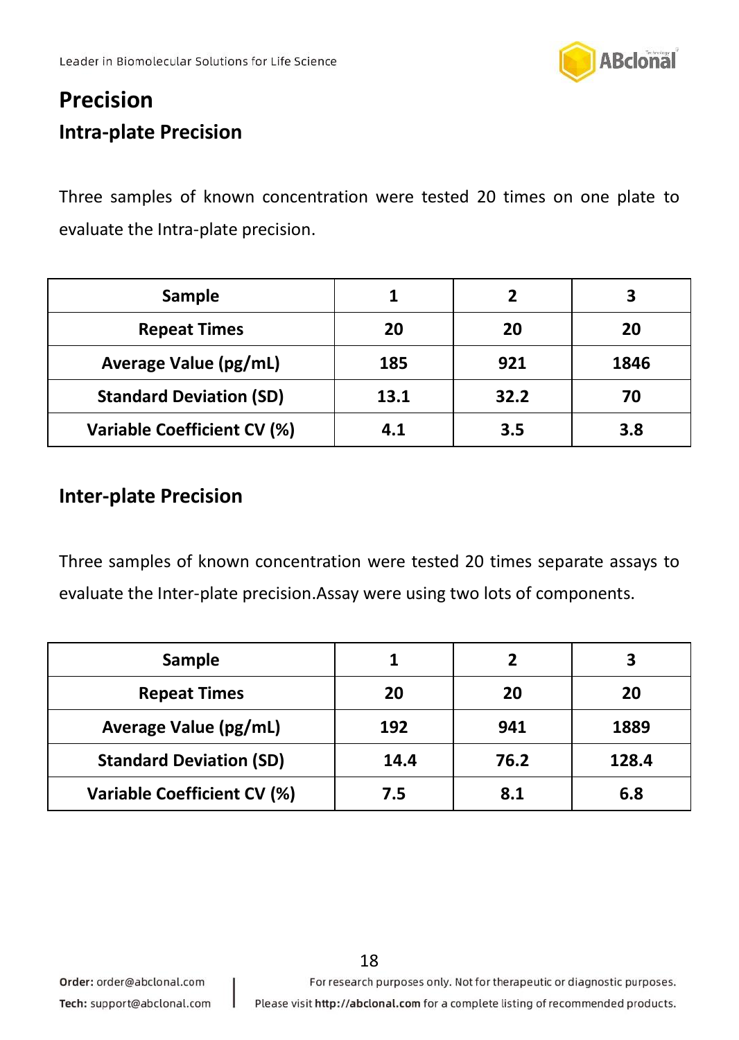## Precision

### Intra-plate Precision

Three samples of known concentration were tested 20 times on one plate to evaluate the Intra-plate precision.

| Sample | 1 | 2 | 3 |
|---|---|---|---|
| Repeat Times | 20 | 20 | 20 |
| Average Value (pg/mL) | 185 | 921 | 1846 |
| Standard Deviation (SD) | 13.1 | 32.2 | 70 |
| Variable Coefficient CV (%) | 4.1 | 3.5 | 3.8 |

### Inter-plate Precision

Three samples of known concentration were tested 20 times separate assays to evaluate the Inter-plate precision.Assay were using two lots of components.

| Sample | 1 | 2 | 3 |
|---|---|---|---|
| Repeat Times | 20 | 20 | 20 |
| Average Value (pg/mL) | 192 | 941 | 1889 |
| Standard Deviation (SD) | 14.4 | 76.2 | 128.4 |
| Variable Coefficient CV (%) | 7.5 | 8.1 | 6.8 |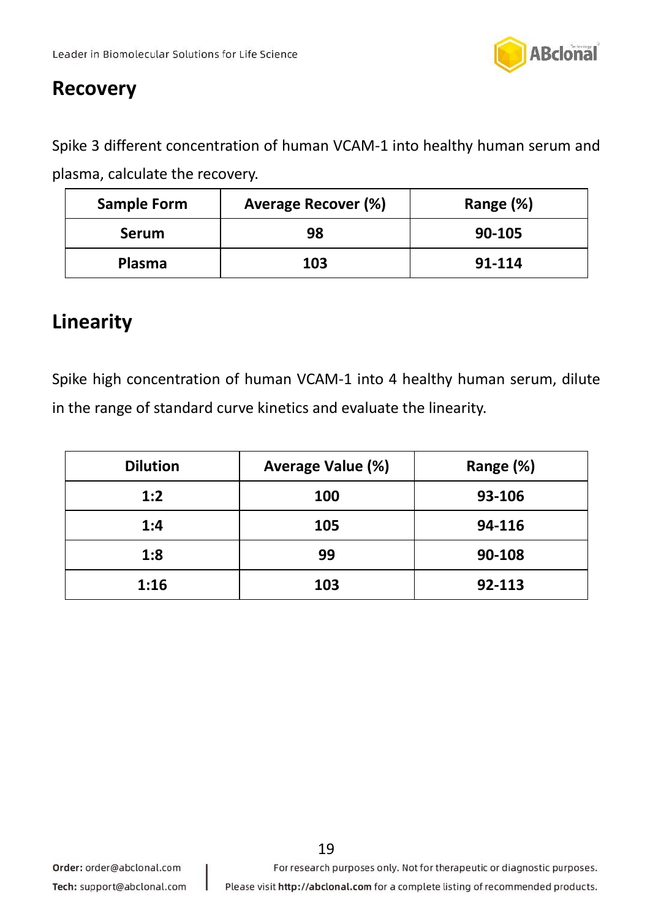## Recovery

Spike 3 different concentration of human VCAM-1 into healthy human serum and plasma, calculate the recovery.

| Sample Form | Average Recover (%) | Range (%) |
|---|---|---|
| Serum | 98 | 90-105 |
| Plasma | 103 | 91-114 |

## Linearity

Spike high concentration of human VCAM-1 into 4 healthy human serum, dilute in the range of standard curve kinetics and evaluate the linearity.

| Dilution | Average Value (%) | Range (%) |
|---|---|---|
| 1:2 | 100 | 93-106 |
| 1:4 | 105 | 94-116 |
| 1:8 | 99 | 90-108 |
| 1:16 | 103 | 92-113 |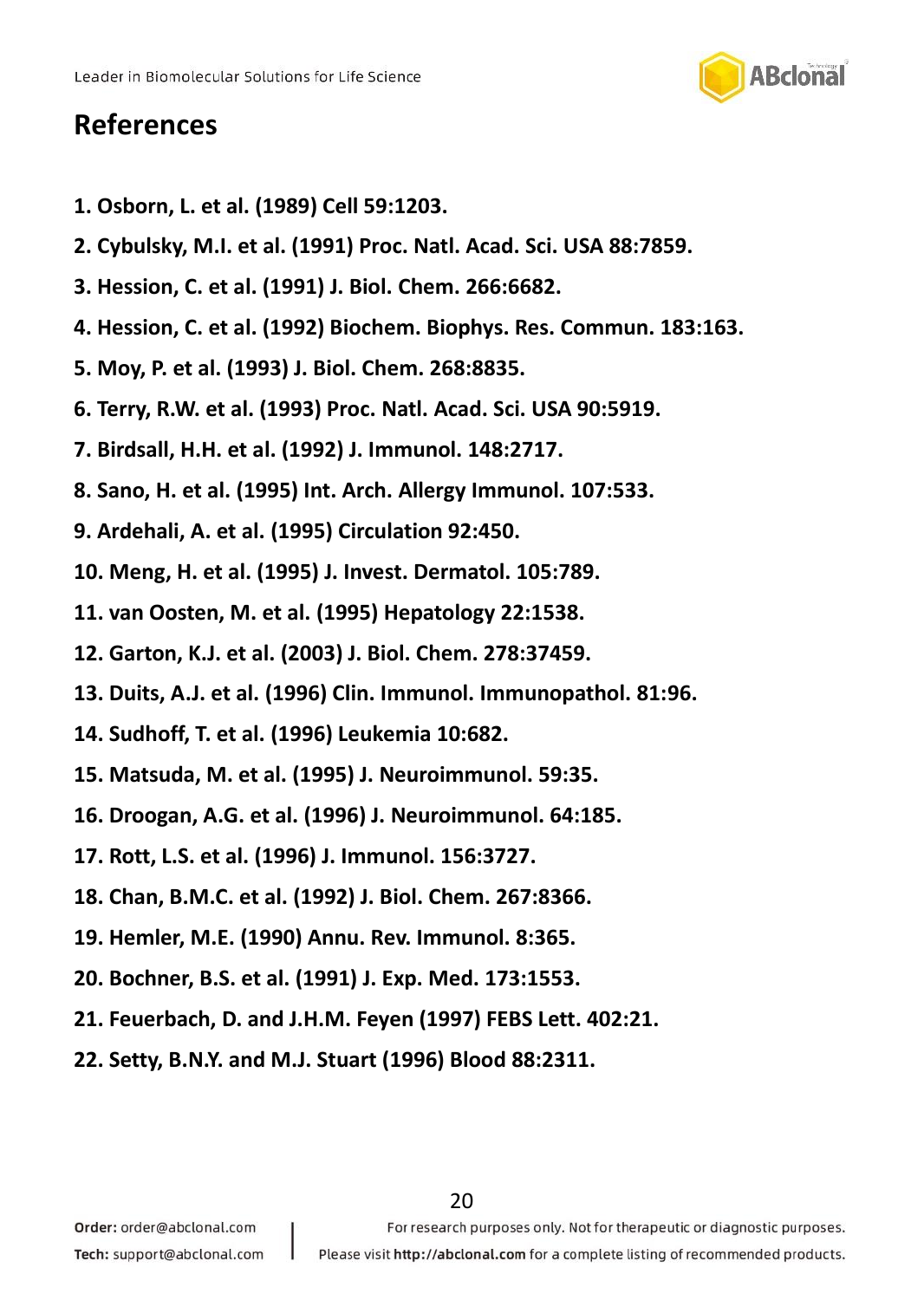## References

1. Osborn, L. et al. (1989) Cell 59:1203.
2. Cybulsky, M.I. et al. (1991) Proc. Natl. Acad. Sci. USA 88:7859.
3. Hession, C. et al. (1991) J. Biol. Chem. 266:6682.
4. Hession, C. et al. (1992) Biochem. Biophys. Res. Commun. 183:163.
5. Moy, P. et al. (1993) J. Biol. Chem. 268:8835.
6. Terry, R.W. et al. (1993) Proc. Natl. Acad. Sci. USA 90:5919.
7. Birdsall, H.H. et al. (1992) J. Immunol. 148:2717.
8. Sano, H. et al. (1995) Int. Arch. Allergy Immunol. 107:533.
9. Ardehali, A. et al. (1995) Circulation 92:450.
10. Meng, H. et al. (1995) J. Invest. Dermatol. 105:789.
11. van Oosten, M. et al. (1995) Hepatology 22:1538.
12. Garton, K.J. et al. (2003) J. Biol. Chem. 278:37459.
13. Duits, A.J. et al. (1996) Clin. Immunol. Immunopathol. 81:96.
14. Sudhoff, T. et al. (1996) Leukemia 10:682.
15. Matsuda, M. et al. (1995) J. Neuroimmunol. 59:35.
16. Droogan, A.G. et al. (1996) J. Neuroimmunol. 64:185.
17. Rott, L.S. et al. (1996) J. Immunol. 156:3727.
18. Chan, B.M.C. et al. (1992) J. Biol. Chem. 267:8366.
19. Hemler, M.E. (1990) Annu. Rev. Immunol. 8:365.
20. Bochner, B.S. et al. (1991) J. Exp. Med. 173:1553.
21. Feuerbach, D. and J.H.M. Feyen (1997) FEBS Lett. 402:21.
22. Setty, B.N.Y. and M.J. Stuart (1996) Blood 88:2311.